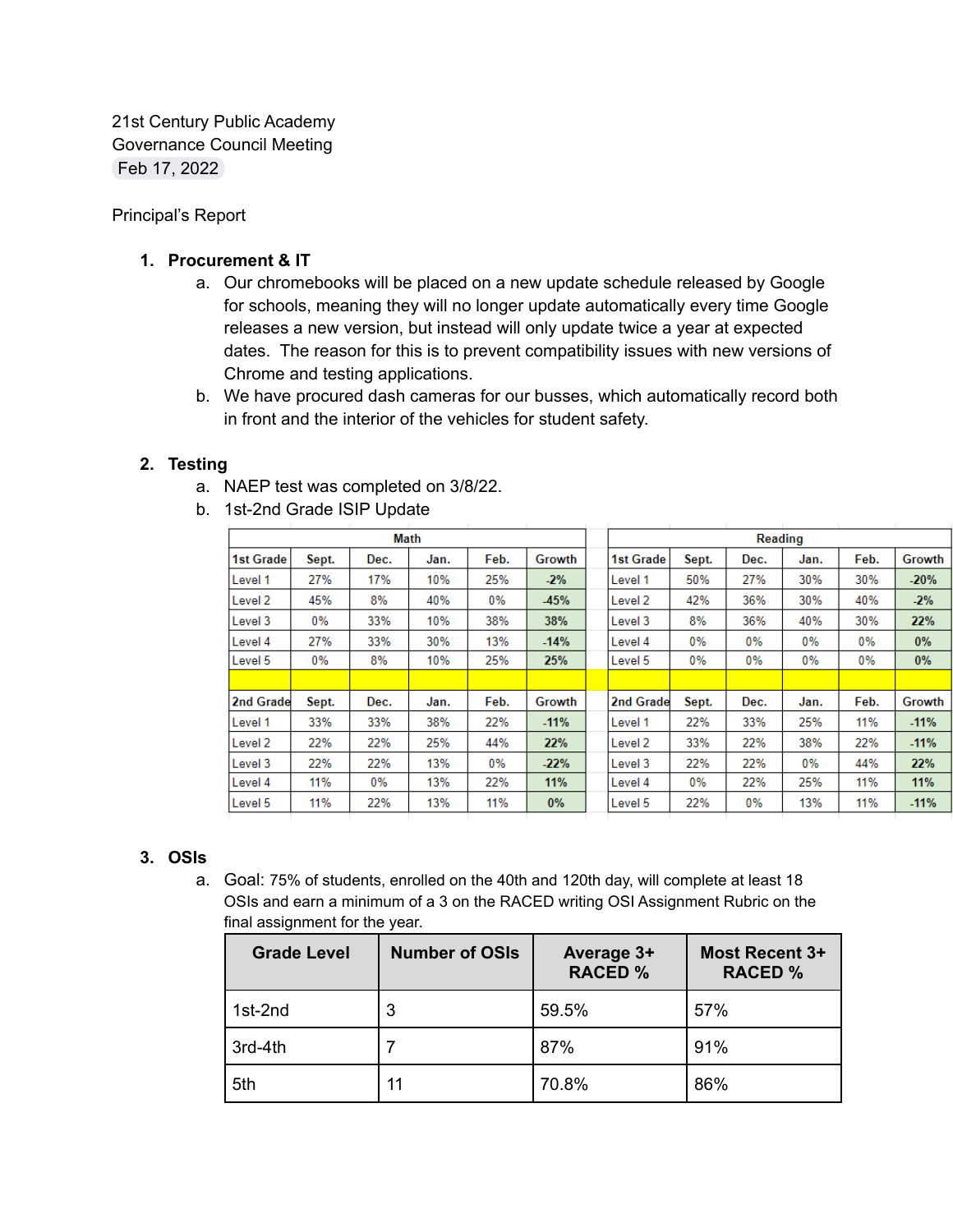21st Century Public Academy
Governance Council Meeting
Feb 17, 2022

Principal's Report

1. **Procurement & IT**
   a. Our chromebooks will be placed on a new update schedule released by Google for schools, meaning they will no longer update automatically every time Google releases a new version, but instead will only update twice a year at expected dates. The reason for this is to prevent compatibility issues with new versions of Chrome and testing applications.
   b. We have procured dash cameras for our busses, which automatically record both in front and the interior of the vehicles for student safety.

2. **Testing**
   a. NAEP test was completed on 3/8/22.
   b. 1st-2nd Grade ISIP Update

| Math | | | | | | | Reading | | | | | |
|---|---|---|---|---|---|---|---|---|---|---|---|---|
| **1st Grade** | **Sept.** | **Dec.** | **Jan.** | **Feb.** | **Growth** | | **1st Grade** | **Sept.** | **Dec.** | **Jan.** | **Feb.** | **Growth** |
| Level 1 | 27% | 17% | 10% | 25% | **-2%** | | Level 1 | 50% | 27% | 30% | 30% | **-20%** |
| Level 2 | 45% | 8% | 40% | 0% | **-45%** | | Level 2 | 42% | 36% | 30% | 40% | **-2%** |
| Level 3 | 0% | 33% | 10% | 38% | **38%** | | Level 3 | 8% | 36% | 40% | 30% | **22%** |
| Level 4 | 27% | 33% | 30% | 13% | **-14%** | | Level 4 | 0% | 0% | 0% | 0% | **0%** |
| Level 5 | 0% | 8% | 10% | 25% | **25%** | | Level 5 | 0% | 0% | 0% | 0% | **0%** |
| | | | | | | | | | | | | |
| **2nd Grade** | **Sept.** | **Dec.** | **Jan.** | **Feb.** | **Growth** | | **2nd Grade** | **Sept.** | **Dec.** | **Jan.** | **Feb.** | **Growth** |
| Level 1 | 33% | 33% | 38% | 22% | **-11%** | | Level 1 | 22% | 33% | 25% | 11% | **-11%** |
| Level 2 | 22% | 22% | 25% | 44% | **22%** | | Level 2 | 33% | 22% | 38% | 22% | **-11%** |
| Level 3 | 22% | 22% | 13% | 0% | **-22%** | | Level 3 | 22% | 22% | 0% | 44% | **22%** |
| Level 4 | 11% | 0% | 13% | 22% | **11%** | | Level 4 | 0% | 22% | 25% | 11% | **11%** |
| Level 5 | 11% | 22% | 13% | 11% | **0%** | | Level 5 | 22% | 0% | 13% | 11% | **-11%** |

3. **OSIs**
   a. Goal: 75% of students, enrolled on the 40th and 120th day, will complete at least 18 OSIs and earn a minimum of a 3 on the RACED writing OSI Assignment Rubric on the final assignment for the year.

| Grade Level | Number of OSIs | Average 3+ RACED % | Most Recent 3+ RACED % |
|---|---|---|---|
| 1st-2nd | 3 | 59.5% | 57% |
| 3rd-4th | 7 | 87% | 91% |
| 5th | 11 | 70.8% | 86% |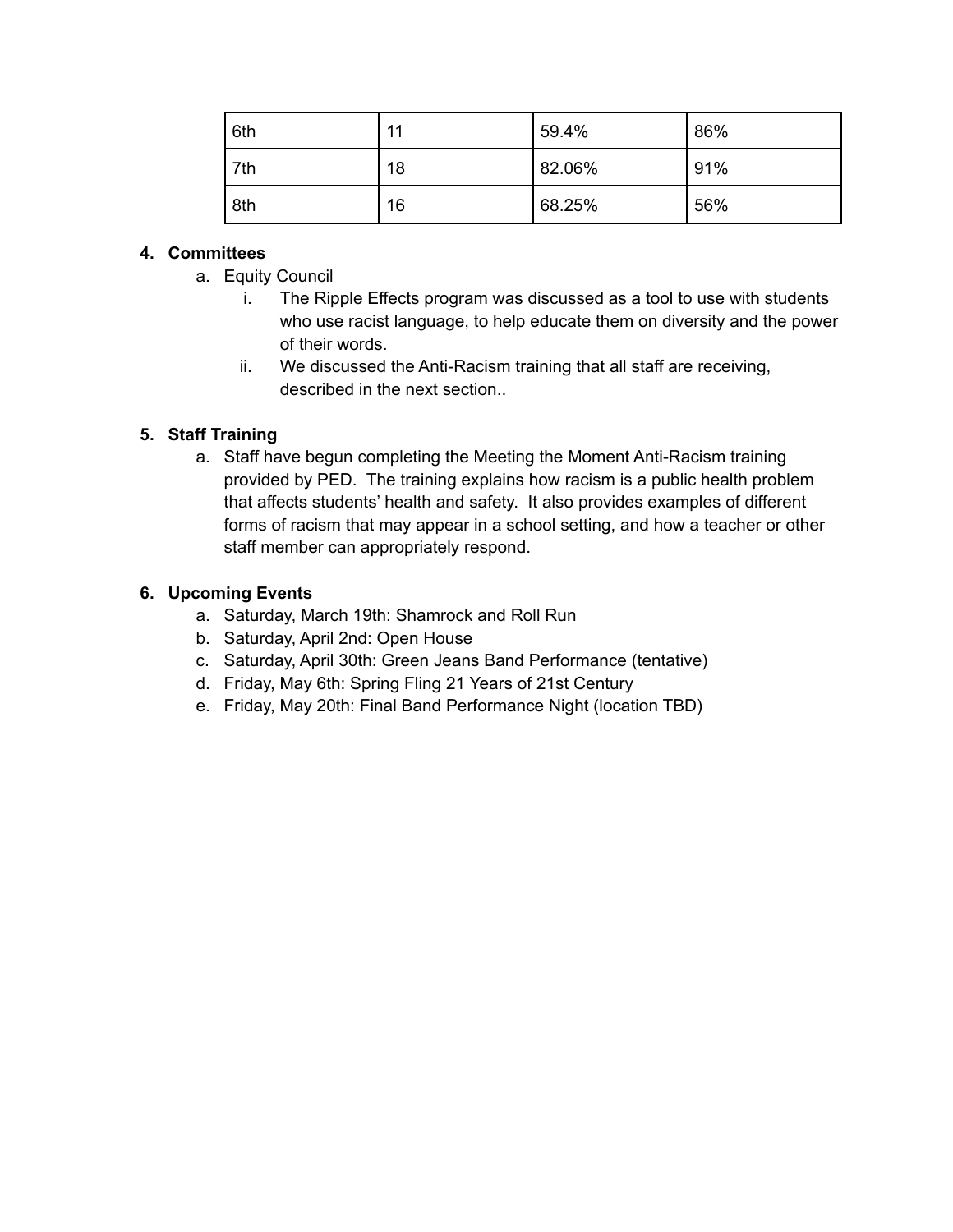| | | | |
|---|---|---|---|
| 6th | 11 | 59.4% | 86% |
| 7th | 18 | 82.06% | 91% |
| 8th | 16 | 68.25% | 56% |

4. **Committees**
   a. Equity Council
      i. The Ripple Effects program was discussed as a tool to use with students who use racist language, to help educate them on diversity and the power of their words.
      ii. We discussed the Anti-Racism training that all staff are receiving, described in the next section..

5. **Staff Training**
   a. Staff have begun completing the Meeting the Moment Anti-Racism training provided by PED. The training explains how racism is a public health problem that affects students' health and safety. It also provides examples of different forms of racism that may appear in a school setting, and how a teacher or other staff member can appropriately respond.

6. **Upcoming Events**
   a. Saturday, March 19th: Shamrock and Roll Run
   b. Saturday, April 2nd: Open House
   c. Saturday, April 30th: Green Jeans Band Performance (tentative)
   d. Friday, May 6th: Spring Fling 21 Years of 21st Century
   e. Friday, May 20th: Final Band Performance Night (location TBD)